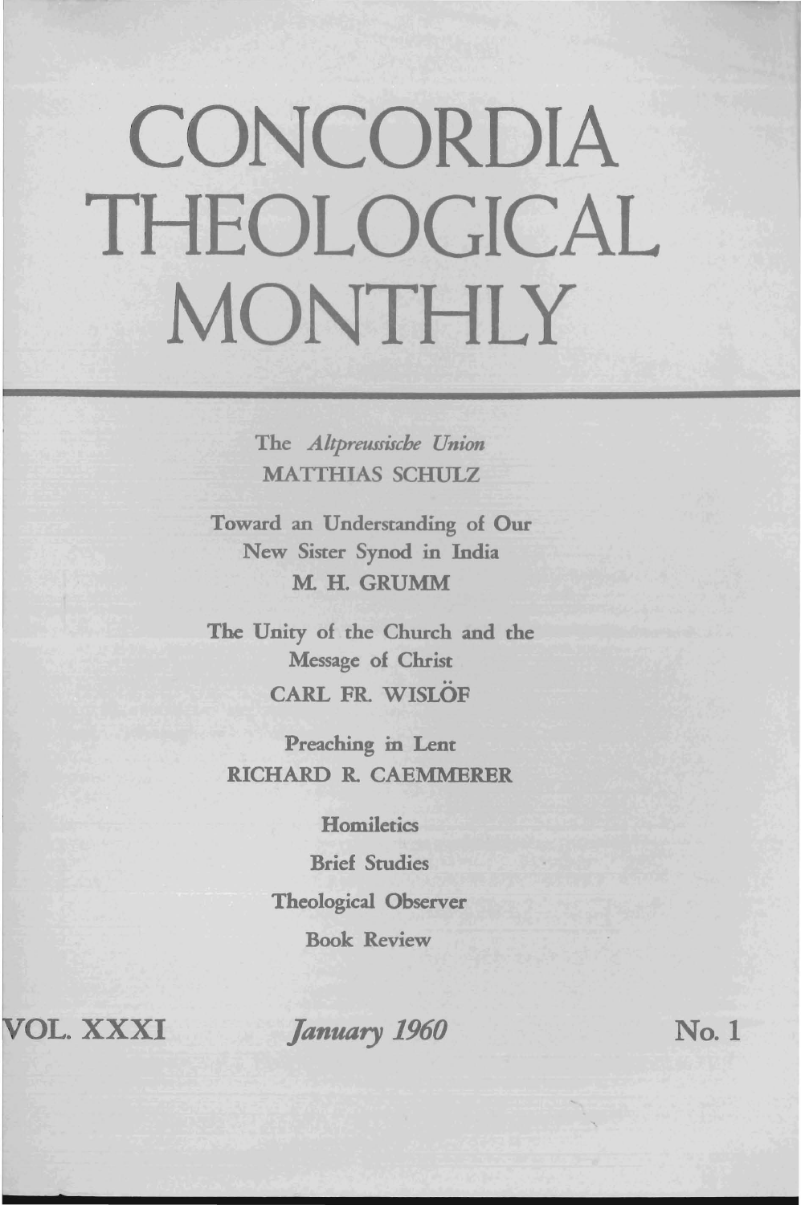# CONCORDIA THEOLOGICAL MONTHLY

The *Altpreussische Union*
MATTHIAS SCHULZ

Toward an Understanding of Our New Sister Synod in India
M. H. GRUMM

The Unity of the Church and the Message of Christ
CARL FR. WISLÖF

Preaching in Lent
RICHARD R. CAEMMERER

Homiletics

Brief Studies

Theological Observer

Book Review

VOL. XXXI — *January 1960* — No. 1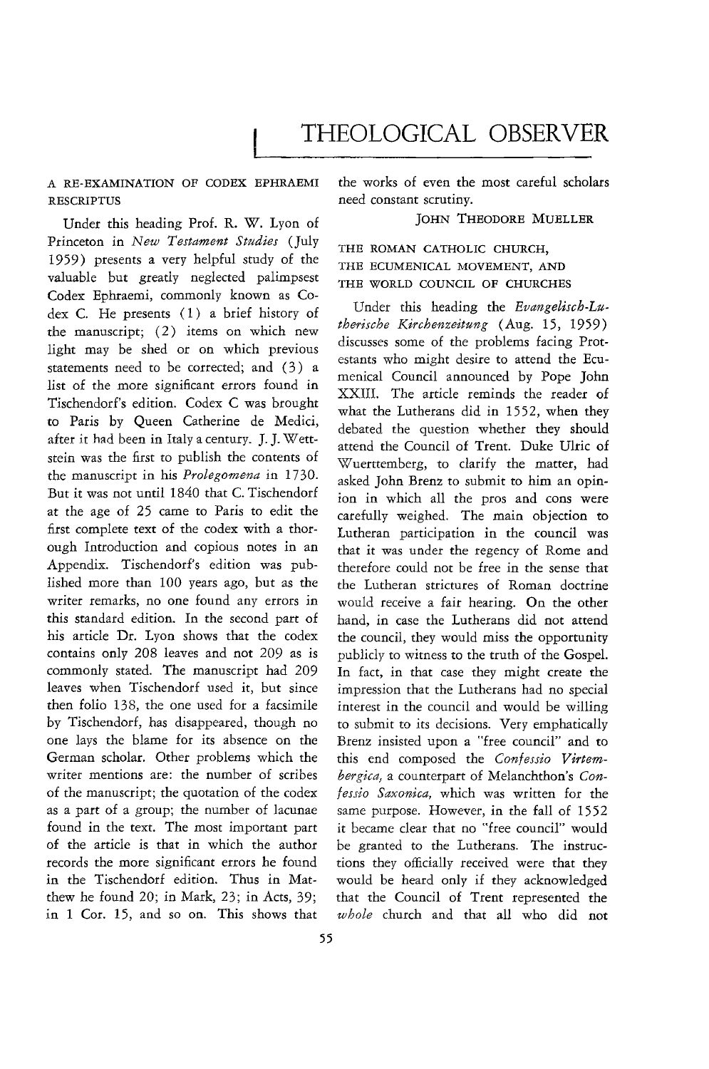# THEOLOGICAL OBSERVER

A RE-EXAMINATION OF CODEX EPHRAEMI RESCRIPTUS

Under this heading Prof. R. W. Lyon of Princeton in *New Testament Studies* (July 1959) presents a very helpful study of the valuable but greatly neglected palimpsest Codex Ephraemi, commonly known as Codex C. He presents (1) a brief history of the manuscript; (2) items on which new light may be shed or on which previous statements need to be corrected; and (3) a list of the more significant errors found in Tischendorf's edition. Codex C was brought to Paris by Queen Catherine de Medici, after it had been in Italy a century. J. J. Wettstein was the first to publish the contents of the manuscript in his *Prolegomena* in 1730. But it was not until 1840 that C. Tischendorf at the age of 25 came to Paris to edit the first complete text of the codex with a thorough Introduction and copious notes in an Appendix. Tischendorf's edition was published more than 100 years ago, but as the writer remarks, no one found any errors in this standard edition. In the second part of his article Dr. Lyon shows that the codex contains only 208 leaves and not 209 as is commonly stated. The manuscript had 209 leaves when Tischendorf used it, but since then folio 138, the one used for a facsimile by Tischendorf, has disappeared, though no one lays the blame for its absence on the German scholar. Other problems which the writer mentions are: the number of scribes of the manuscript; the quotation of the codex as a part of a group; the number of lacunae found in the text. The most important part of the article is that in which the author records the more significant errors he found in the Tischendorf edition. Thus in Matthew he found 20; in Mark, 23; in Acts, 39; in 1 Cor. 15, and so on. This shows that the works of even the most careful scholars need constant scrutiny.

JOHN THEODORE MUELLER

THE ROMAN CATHOLIC CHURCH, THE ECUMENICAL MOVEMENT, AND THE WORLD COUNCIL OF CHURCHES

Under this heading the *Evangelisch-Lutherische Kirchenzeitung* (Aug. 15, 1959) discusses some of the problems facing Protestants who might desire to attend the Ecumenical Council announced by Pope John XXIII. The article reminds the reader of what the Lutherans did in 1552, when they debated the question whether they should attend the Council of Trent. Duke Ulric of Wuerttemberg, to clarify the matter, had asked John Brenz to submit to him an opinion in which all the pros and cons were carefully weighed. The main objection to Lutheran participation in the council was that it was under the regency of Rome and therefore could not be free in the sense that the Lutheran strictures of Roman doctrine would receive a fair hearing. On the other hand, in case the Lutherans did not attend the council, they would miss the opportunity publicly to witness to the truth of the Gospel. In fact, in that case they might create the impression that the Lutherans had no special interest in the council and would be willing to submit to its decisions. Very emphatically Brenz insisted upon a "free council" and to this end composed the *Confessio Virtembergica,* a counterpart of Melanchthon's *Confessio Saxonica,* which was written for the same purpose. However, in the fall of 1552 it became clear that no "free council" would be granted to the Lutherans. The instructions they officially received were that they would be heard only if they acknowledged that the Council of Trent represented the *whole* church and that all who did not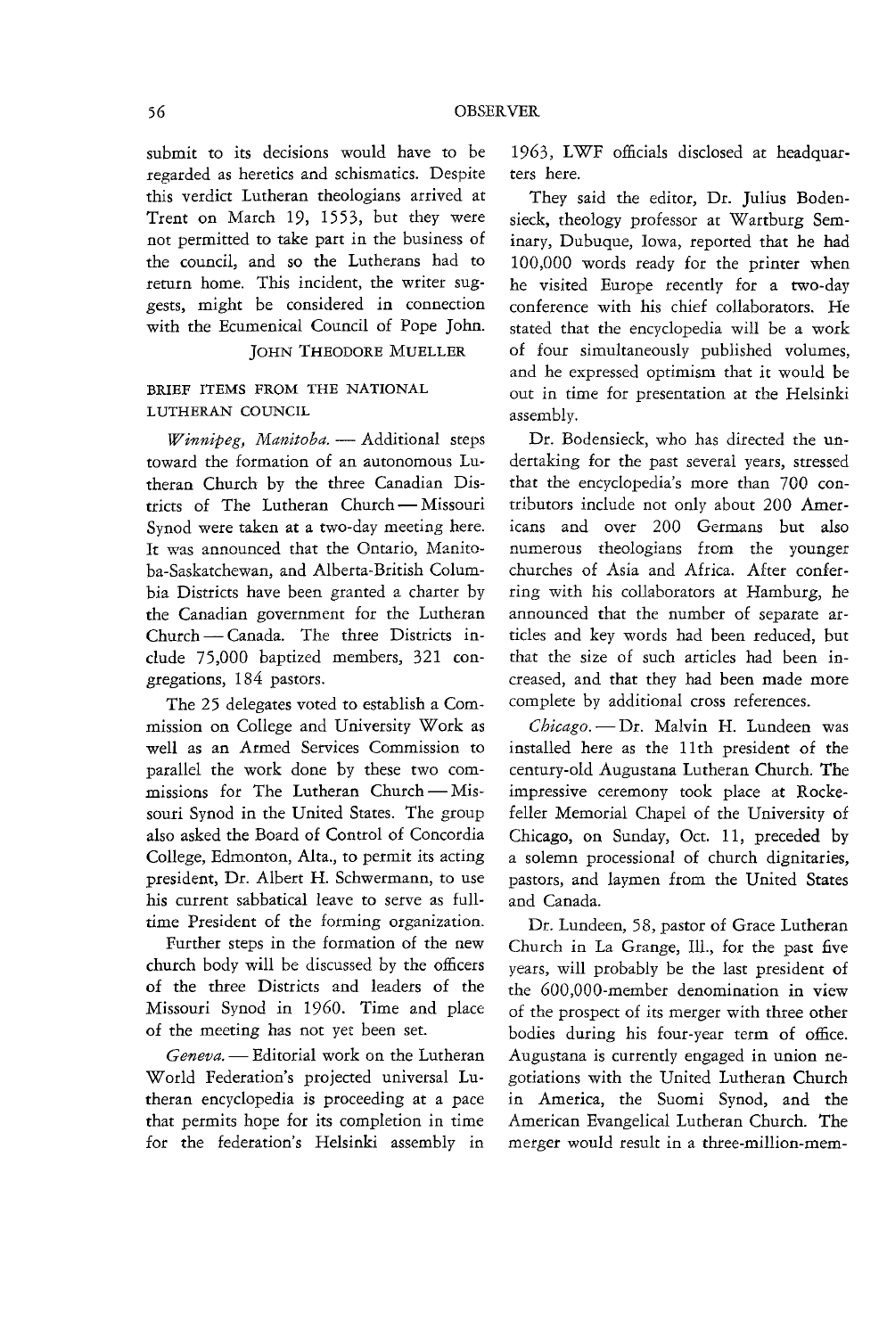submit to its decisions would have to be regarded as heretics and schismatics. Despite this verdict Lutheran theologians arrived at Trent on March 19, 1553, but they were not permitted to take part in the business of the council, and so the Lutherans had to return home. This incident, the writer suggests, might be considered in connection with the Ecumenical Council of Pope John.

JOHN THEODORE MUELLER

## BRIEF ITEMS FROM THE NATIONAL LUTHERAN COUNCIL

*Winnipeg, Manitoba.* — Additional steps toward the formation of an autonomous Lutheran Church by the three Canadian Districts of The Lutheran Church — Missouri Synod were taken at a two-day meeting here. It was announced that the Ontario, Manitoba-Saskatchewan, and Alberta-British Columbia Districts have been granted a charter by the Canadian government for the Lutheran Church — Canada. The three Districts include 75,000 baptized members, 321 congregations, 184 pastors.

The 25 delegates voted to establish a Commission on College and University Work as well as an Armed Services Commission to parallel the work done by these two commissions for The Lutheran Church — Missouri Synod in the United States. The group also asked the Board of Control of Concordia College, Edmonton, Alta., to permit its acting president, Dr. Albert H. Schwermann, to use his current sabbatical leave to serve as full-time President of the forming organization.

Further steps in the formation of the new church body will be discussed by the officers of the three Districts and leaders of the Missouri Synod in 1960. Time and place of the meeting has not yet been set.

*Geneva.* — Editorial work on the Lutheran World Federation's projected universal Lutheran encyclopedia is proceeding at a pace that permits hope for its completion in time for the federation's Helsinki assembly in 1963, LWF officials disclosed at headquarters here.

They said the editor, Dr. Julius Bodensieck, theology professor at Wartburg Seminary, Dubuque, Iowa, reported that he had 100,000 words ready for the printer when he visited Europe recently for a two-day conference with his chief collaborators. He stated that the encyclopedia will be a work of four simultaneously published volumes, and he expressed optimism that it would be out in time for presentation at the Helsinki assembly.

Dr. Bodensieck, who has directed the undertaking for the past several years, stressed that the encyclopedia's more than 700 contributors include not only about 200 Americans and over 200 Germans but also numerous theologians from the younger churches of Asia and Africa. After conferring with his collaborators at Hamburg, he announced that the number of separate articles and key words had been reduced, but that the size of such articles had been increased, and that they had been made more complete by additional cross references.

*Chicago.* — Dr. Malvin H. Lundeen was installed here as the 11th president of the century-old Augustana Lutheran Church. The impressive ceremony took place at Rockefeller Memorial Chapel of the University of Chicago, on Sunday, Oct. 11, preceded by a solemn processional of church dignitaries, pastors, and laymen from the United States and Canada.

Dr. Lundeen, 58, pastor of Grace Lutheran Church in La Grange, Ill., for the past five years, will probably be the last president of the 600,000-member denomination in view of the prospect of its merger with three other bodies during his four-year term of office. Augustana is currently engaged in union negotiations with the United Lutheran Church in America, the Suomi Synod, and the American Evangelical Lutheran Church. The merger would result in a three-million-mem-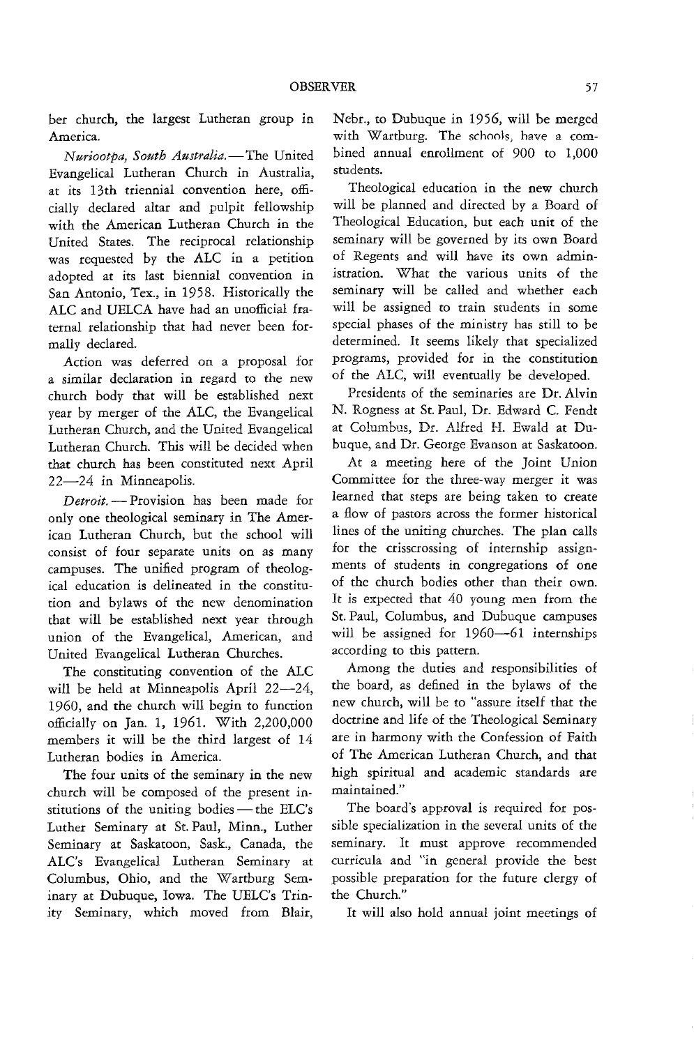ber church, the largest Lutheran group in America.

*Nuriootpa, South Australia.*—The United Evangelical Lutheran Church in Australia, at its 13th triennial convention here, officially declared altar and pulpit fellowship with the American Lutheran Church in the United States. The reciprocal relationship was requested by the ALC in a petition adopted at its last biennial convention in San Antonio, Tex., in 1958. Historically the ALC and UELCA have had an unofficial fraternal relationship that had never been formally declared.

Action was deferred on a proposal for a similar declaration in regard to the new church body that will be established next year by merger of the ALC, the Evangelical Lutheran Church, and the United Evangelical Lutheran Church. This will be decided when that church has been constituted next April 22—24 in Minneapolis.

*Detroit.* — Provision has been made for only one theological seminary in The American Lutheran Church, but the school will consist of four separate units on as many campuses. The unified program of theological education is delineated in the constitution and bylaws of the new denomination that will be established next year through union of the Evangelical, American, and United Evangelical Lutheran Churches.

The constituting convention of the ALC will be held at Minneapolis April 22—24, 1960, and the church will begin to function officially on Jan. 1, 1961. With 2,200,000 members it will be the third largest of 14 Lutheran bodies in America.

The four units of the seminary in the new church will be composed of the present institutions of the uniting bodies — the ELC's Luther Seminary at St. Paul, Minn., Luther Seminary at Saskatoon, Sask., Canada, the ALC's Evangelical Lutheran Seminary at Columbus, Ohio, and the Wartburg Seminary at Dubuque, Iowa. The UELC's Trinity Seminary, which moved from Blair, Nebr., to Dubuque in 1956, will be merged with Wartburg. The schools have a combined annual enrollment of 900 to 1,000 students.

Theological education in the new church will be planned and directed by a Board of Theological Education, but each unit of the seminary will be governed by its own Board of Regents and will have its own administration. What the various units of the seminary will be called and whether each will be assigned to train students in some special phases of the ministry has still to be determined. It seems likely that specialized programs, provided for in the constitution of the ALC, will eventually be developed.

Presidents of the seminaries are Dr. Alvin N. Rogness at St. Paul, Dr. Edward C. Fendt at Columbus, Dr. Alfred H. Ewald at Dubuque, and Dr. George Evanson at Saskatoon.

At a meeting here of the Joint Union Committee for the three-way merger it was learned that steps are being taken to create a flow of pastors across the former historical lines of the uniting churches. The plan calls for the crisscrossing of internship assignments of students in congregations of one of the church bodies other than their own. It is expected that 40 young men from the St. Paul, Columbus, and Dubuque campuses will be assigned for 1960—61 internships according to this pattern.

Among the duties and responsibilities of the board, as defined in the bylaws of the new church, will be to "assure itself that the doctrine and life of the Theological Seminary are in harmony with the Confession of Faith of The American Lutheran Church, and that high spiritual and academic standards are maintained."

The board's approval is required for possible specialization in the several units of the seminary. It must approve recommended curricula and "in general provide the best possible preparation for the future clergy of the Church."

It will also hold annual joint meetings of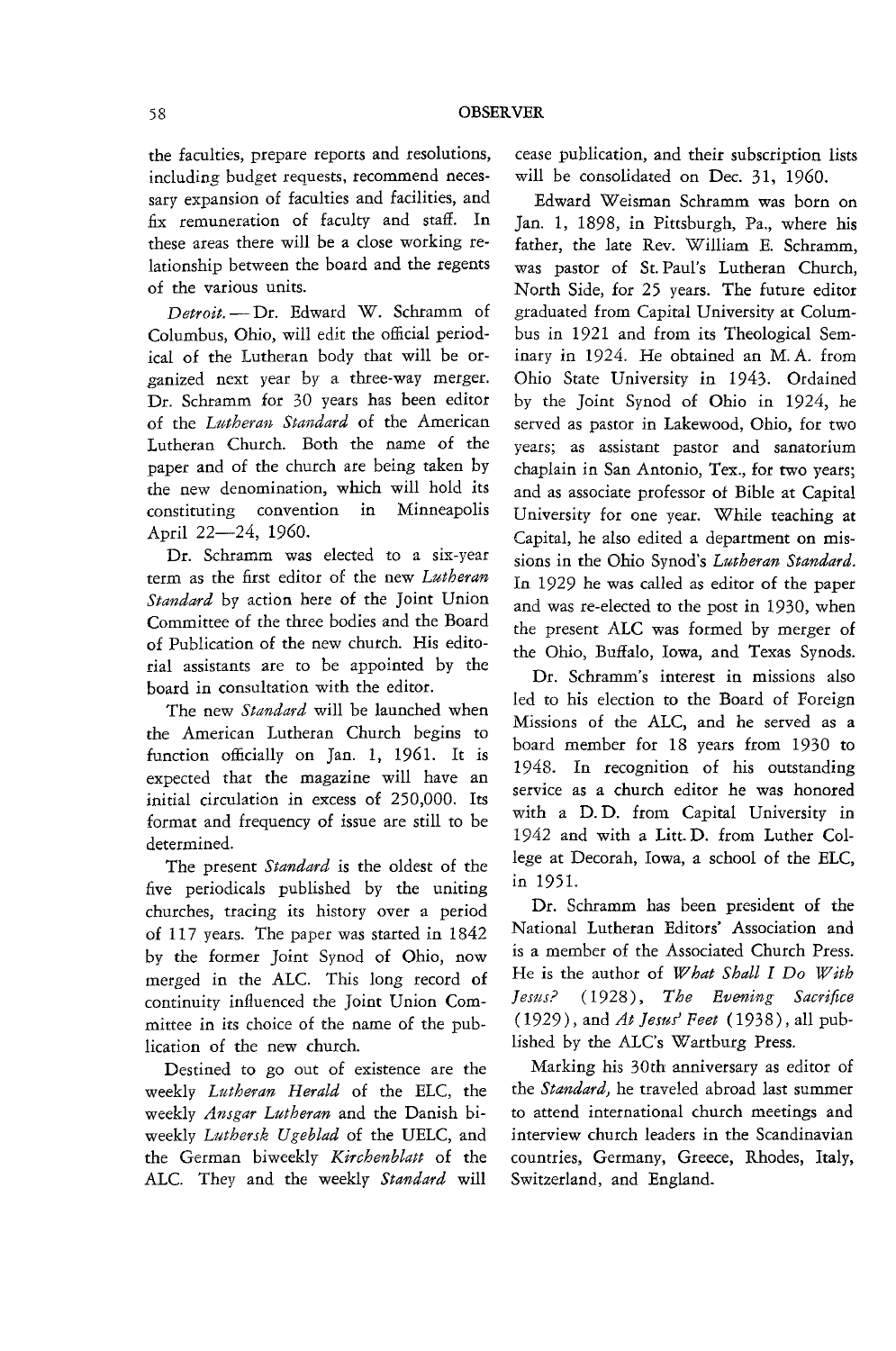the faculties, prepare reports and resolutions, including budget requests, recommend necessary expansion of faculties and facilities, and fix remuneration of faculty and staff. In these areas there will be a close working relationship between the board and the regents of the various units.

*Detroit.* — Dr. Edward W. Schramm of Columbus, Ohio, will edit the official periodical of the Lutheran body that will be organized next year by a three-way merger. Dr. Schramm for 30 years has been editor of the *Lutheran Standard* of the American Lutheran Church. Both the name of the paper and of the church are being taken by the new denomination, which will hold its constituting convention in Minneapolis April 22—24, 1960.

Dr. Schramm was elected to a six-year term as the first editor of the new *Lutheran Standard* by action here of the Joint Union Committee of the three bodies and the Board of Publication of the new church. His editorial assistants are to be appointed by the board in consultation with the editor.

The new *Standard* will be launched when the American Lutheran Church begins to function officially on Jan. 1, 1961. It is expected that the magazine will have an initial circulation in excess of 250,000. Its format and frequency of issue are still to be determined.

The present *Standard* is the oldest of the five periodicals published by the uniting churches, tracing its history over a period of 117 years. The paper was started in 1842 by the former Joint Synod of Ohio, now merged in the ALC. This long record of continuity influenced the Joint Union Committee in its choice of the name of the publication of the new church.

Destined to go out of existence are the weekly *Lutheran Herald* of the ELC, the weekly *Ansgar Lutheran* and the Danish biweekly *Luthersk Ugeblad* of the UELC, and the German biweekly *Kirchenblatt* of the ALC. They and the weekly *Standard* will cease publication, and their subscription lists will be consolidated on Dec. 31, 1960.

Edward Weisman Schramm was born on Jan. 1, 1898, in Pittsburgh, Pa., where his father, the late Rev. William E. Schramm, was pastor of St. Paul's Lutheran Church, North Side, for 25 years. The future editor graduated from Capital University at Columbus in 1921 and from its Theological Seminary in 1924. He obtained an M. A. from Ohio State University in 1943. Ordained by the Joint Synod of Ohio in 1924, he served as pastor in Lakewood, Ohio, for two years; as assistant pastor and sanatorium chaplain in San Antonio, Tex., for two years; and as associate professor of Bible at Capital University for one year. While teaching at Capital, he also edited a department on missions in the Ohio Synod's *Lutheran Standard*. In 1929 he was called as editor of the paper and was re-elected to the post in 1930, when the present ALC was formed by merger of the Ohio, Buffalo, Iowa, and Texas Synods.

Dr. Schramm's interest in missions also led to his election to the Board of Foreign Missions of the ALC, and he served as a board member for 18 years from 1930 to 1948. In recognition of his outstanding service as a church editor he was honored with a D. D. from Capital University in 1942 and with a Litt. D. from Luther College at Decorah, Iowa, a school of the ELC, in 1951.

Dr. Schramm has been president of the National Lutheran Editors' Association and is a member of the Associated Church Press. He is the author of *What Shall I Do With Jesus?* (1928), *The Evening Sacrifice* (1929), and *At Jesus' Feet* (1938), all published by the ALC's Wartburg Press.

Marking his 30th anniversary as editor of the *Standard*, he traveled abroad last summer to attend international church meetings and interview church leaders in the Scandinavian countries, Germany, Greece, Rhodes, Italy, Switzerland, and England.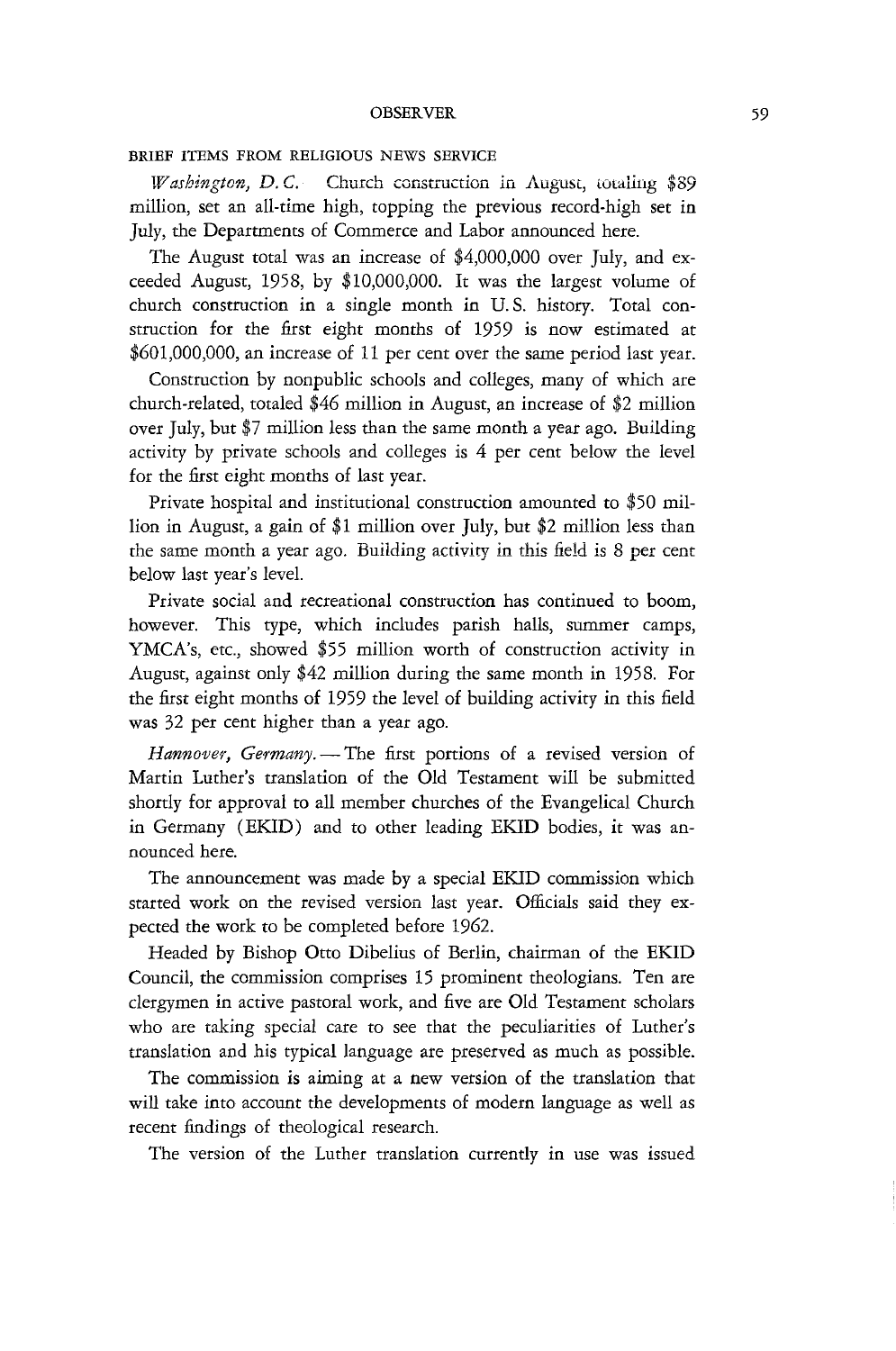BRIEF ITEMS FROM RELIGIOUS NEWS SERVICE

*Washington, D. C.* Church construction in August, totaling $89 million, set an all-time high, topping the previous record-high set in July, the Departments of Commerce and Labor announced here.

The August total was an increase of $4,000,000 over July, and exceeded August, 1958, by $10,000,000. It was the largest volume of church construction in a single month in U. S. history. Total construction for the first eight months of 1959 is now estimated at $601,000,000, an increase of 11 per cent over the same period last year.

Construction by nonpublic schools and colleges, many of which are church-related, totaled $46 million in August, an increase of $2 million over July, but $7 million less than the same month a year ago. Building activity by private schools and colleges is 4 per cent below the level for the first eight months of last year.

Private hospital and institutional construction amounted to $50 million in August, a gain of $1 million over July, but $2 million less than the same month a year ago. Building activity in this field is 8 per cent below last year's level.

Private social and recreational construction has continued to boom, however. This type, which includes parish halls, summer camps, YMCA's, etc., showed $55 million worth of construction activity in August, against only $42 million during the same month in 1958. For the first eight months of 1959 the level of building activity in this field was 32 per cent higher than a year ago.

*Hannover, Germany.* — The first portions of a revised version of Martin Luther's translation of the Old Testament will be submitted shortly for approval to all member churches of the Evangelical Church in Germany (EKID) and to other leading EKID bodies, it was announced here.

The announcement was made by a special EKID commission which started work on the revised version last year. Officials said they expected the work to be completed before 1962.

Headed by Bishop Otto Dibelius of Berlin, chairman of the EKID Council, the commission comprises 15 prominent theologians. Ten are clergymen in active pastoral work, and five are Old Testament scholars who are taking special care to see that the peculiarities of Luther's translation and his typical language are preserved as much as possible.

The commission is aiming at a new version of the translation that will take into account the developments of modern language as well as recent findings of theological research.

The version of the Luther translation currently in use was issued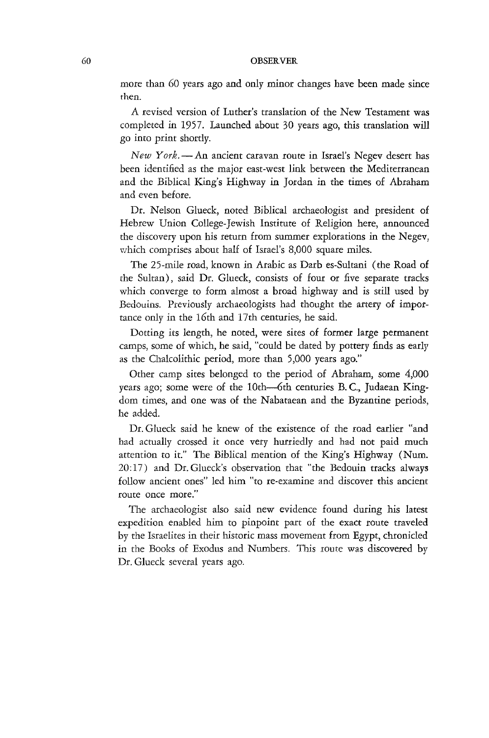more than 60 years ago and only minor changes have been made since then.

A revised version of Luther's translation of the New Testament was completed in 1957. Launched about 30 years ago, this translation will go into print shortly.

*New York.* — An ancient caravan route in Israel's Negev desert has been identified as the major east-west link between the Mediterranean and the Biblical King's Highway in Jordan in the times of Abraham and even before.

Dr. Nelson Glueck, noted Biblical archaeologist and president of Hebrew Union College-Jewish Institute of Religion here, announced the discovery upon his return from summer explorations in the Negev, which comprises about half of Israel's 8,000 square miles.

The 25-mile road, known in Arabic as Darb es-Sultani (the Road of the Sultan), said Dr. Glueck, consists of four or five separate tracks which converge to form almost a broad highway and is still used by Bedouins. Previously archaeologists had thought the artery of importance only in the 16th and 17th centuries, he said.

Dotting its length, he noted, were sites of former large permanent camps, some of which, he said, "could be dated by pottery finds as early as the Chalcolithic period, more than 5,000 years ago."

Other camp sites belonged to the period of Abraham, some 4,000 years ago; some were of the 10th—6th centuries B. C., Judaean Kingdom times, and one was of the Nabataean and the Byzantine periods, he added.

Dr. Glueck said he knew of the existence of the road earlier "and had actually crossed it once very hurriedly and had not paid much attention to it." The Biblical mention of the King's Highway (Num. 20:17) and Dr. Glueck's observation that "the Bedouin tracks always follow ancient ones" led him "to re-examine and discover this ancient route once more."

The archaeologist also said new evidence found during his latest expedition enabled him to pinpoint part of the exact route traveled by the Israelites in their historic mass movement from Egypt, chronicled in the Books of Exodus and Numbers. This route was discovered by Dr. Glueck several years ago.